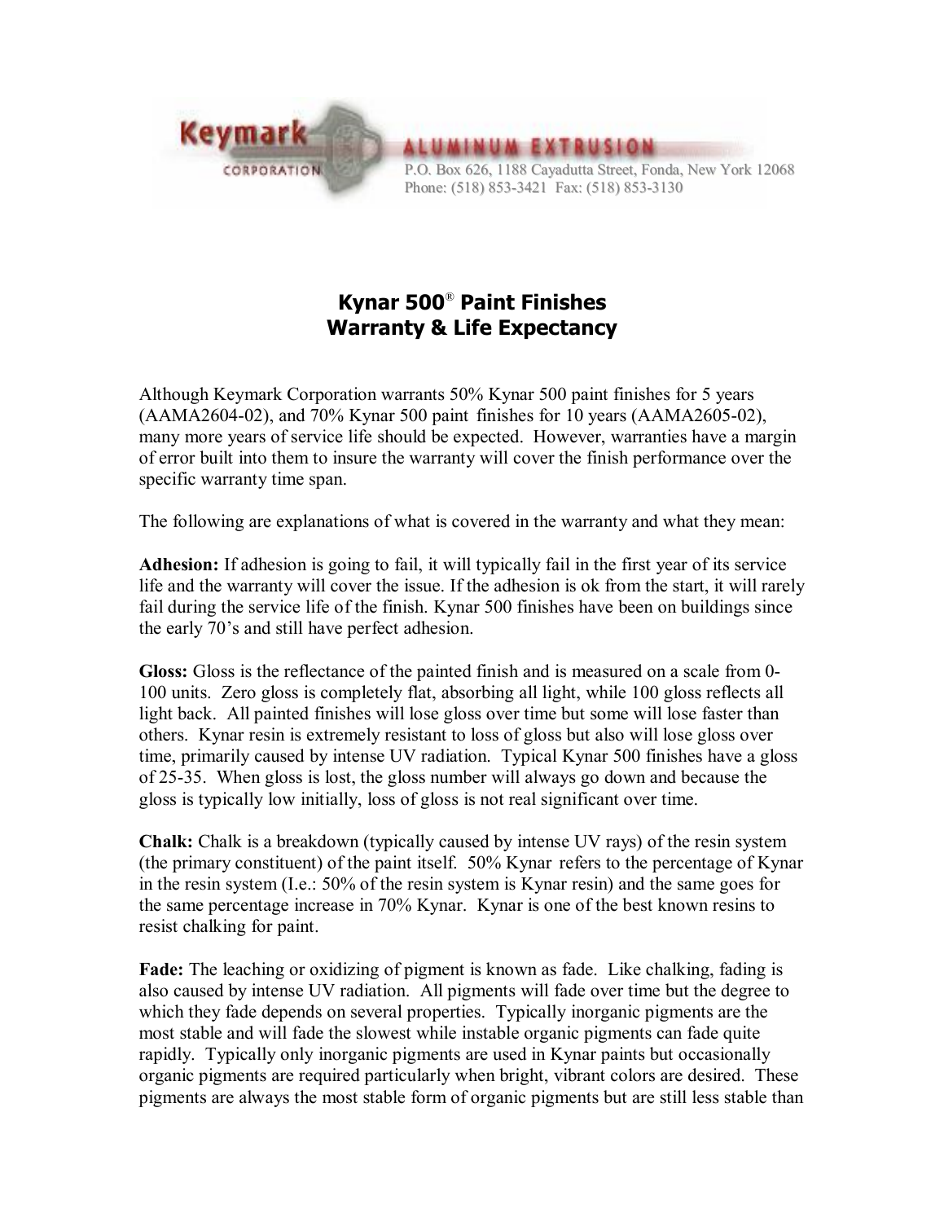Keymark Corporation

ALUMINUM EXTRUSION

P.O. Box 626, 1188 Cayadutta Street, Fonda, New York 12068
Phone: (518) 853-3421 Fax: (518) 853-3130

# Kynar 500® Paint Finishes
# Warranty & Life Expectancy

Although Keymark Corporation warrants 50% Kynar 500 paint finishes for 5 years (AAMA2604-02), and 70% Kynar 500 paint finishes for 10 years (AAMA2605-02), many more years of service life should be expected. However, warranties have a margin of error built into them to insure the warranty will cover the finish performance over the specific warranty time span.

The following are explanations of what is covered in the warranty and what they mean:

**Adhesion:** If adhesion is going to fail, it will typically fail in the first year of its service life and the warranty will cover the issue. If the adhesion is ok from the start, it will rarely fail during the service life of the finish. Kynar 500 finishes have been on buildings since the early 70's and still have perfect adhesion.

**Gloss:** Gloss is the reflectance of the painted finish and is measured on a scale from 0-100 units. Zero gloss is completely flat, absorbing all light, while 100 gloss reflects all light back. All painted finishes will lose gloss over time but some will lose faster than others. Kynar resin is extremely resistant to loss of gloss but also will lose gloss over time, primarily caused by intense UV radiation. Typical Kynar 500 finishes have a gloss of 25-35. When gloss is lost, the gloss number will always go down and because the gloss is typically low initially, loss of gloss is not real significant over time.

**Chalk:** Chalk is a breakdown (typically caused by intense UV rays) of the resin system (the primary constituent) of the paint itself. 50% Kynar refers to the percentage of Kynar in the resin system (I.e.: 50% of the resin system is Kynar resin) and the same goes for the same percentage increase in 70% Kynar. Kynar is one of the best known resins to resist chalking for paint.

**Fade:** The leaching or oxidizing of pigment is known as fade. Like chalking, fading is also caused by intense UV radiation. All pigments will fade over time but the degree to which they fade depends on several properties. Typically inorganic pigments are the most stable and will fade the slowest while instable organic pigments can fade quite rapidly. Typically only inorganic pigments are used in Kynar paints but occasionally organic pigments are required particularly when bright, vibrant colors are desired. These pigments are always the most stable form of organic pigments but are still less stable than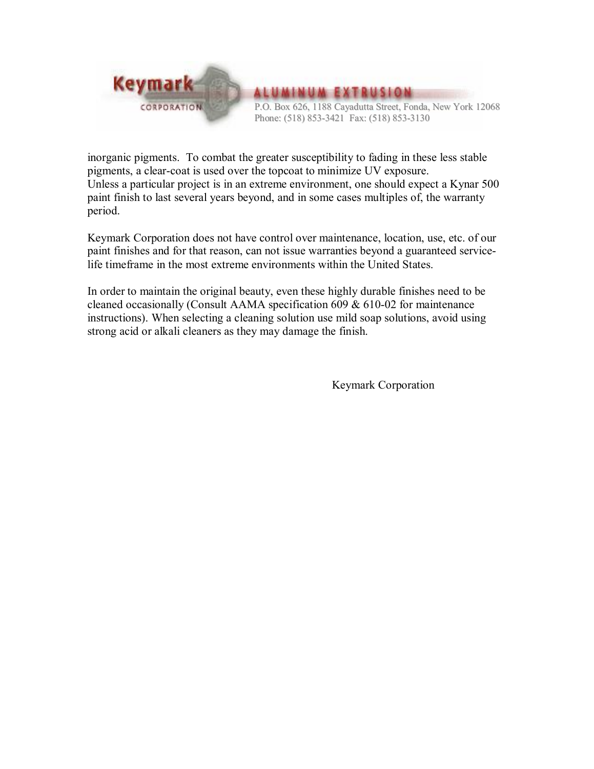inorganic pigments. To combat the greater susceptibility to fading in these less stable pigments, a clear-coat is used over the topcoat to minimize UV exposure.
Unless a particular project is in an extreme environment, one should expect a Kynar 500 paint finish to last several years beyond, and in some cases multiples of, the warranty period.

Keymark Corporation does not have control over maintenance, location, use, etc. of our paint finishes and for that reason, can not issue warranties beyond a guaranteed service-life timeframe in the most extreme environments within the United States.

In order to maintain the original beauty, even these highly durable finishes need to be cleaned occasionally (Consult AAMA specification 609 & 610-02 for maintenance instructions). When selecting a cleaning solution use mild soap solutions, avoid using strong acid or alkali cleaners as they may damage the finish.

Keymark Corporation